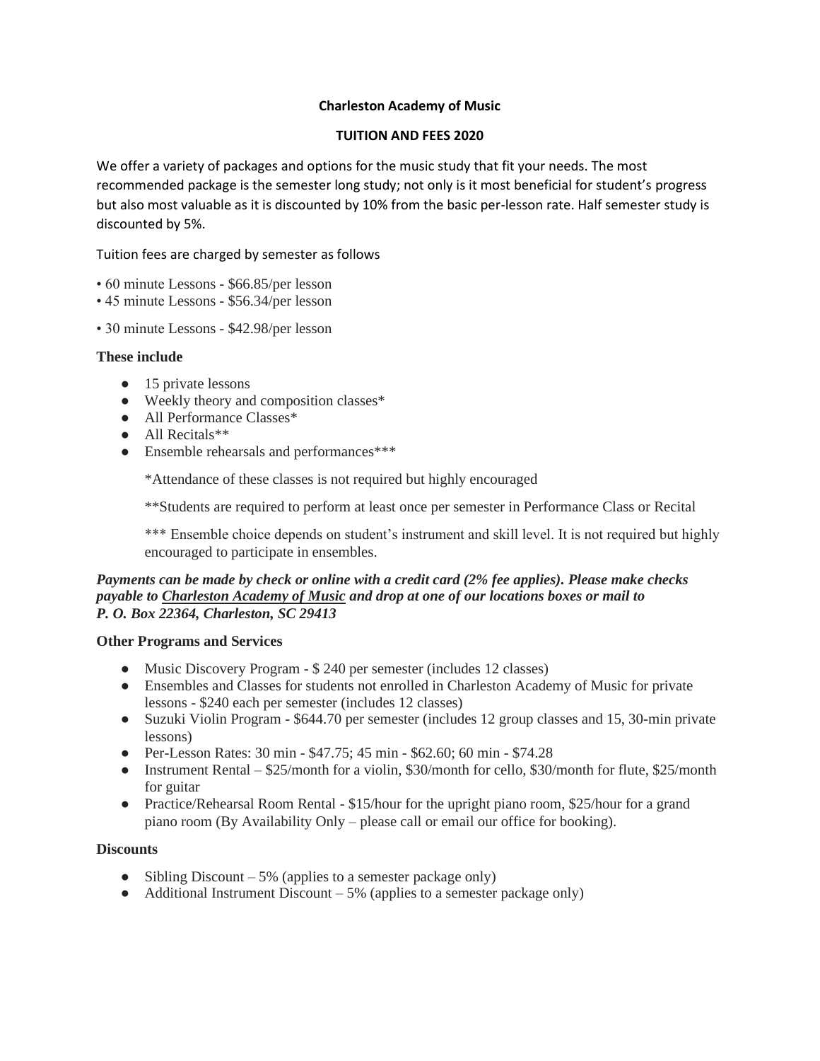# Charleston Academy of Music

## TUITION AND FEES 2020

We offer a variety of packages and options for the music study that fit your needs. The most recommended package is the semester long study; not only is it most beneficial for student's progress but also most valuable as it is discounted by 10% from the basic per-lesson rate. Half semester study is discounted by 5%.

Tuition fees are charged by semester as follows

- 60 minute Lessons - $66.85/per lesson
- 45 minute Lessons - $56.34/per lesson
- 30 minute Lessons - $42.98/per lesson

### These include

- 15 private lessons
- Weekly theory and composition classes*
- All Performance Classes*
- All Recitals**
- Ensemble rehearsals and performances***

  *Attendance of these classes is not required but highly encouraged

  **Students are required to perform at least once per semester in Performance Class or Recital

  *** Ensemble choice depends on student's instrument and skill level. It is not required but highly encouraged to participate in ensembles.

***Payments can be made by check or online with a credit card (2% fee applies). Please make checks payable to <u>Charleston Academy of Music</u> and drop at one of our locations boxes or mail to P. O. Box 22364, Charleston, SC 29413***

### Other Programs and Services

- Music Discovery Program - $ 240 per semester (includes 12 classes)
- Ensembles and Classes for students not enrolled in Charleston Academy of Music for private lessons - $240 each per semester (includes 12 classes)
- Suzuki Violin Program - $644.70 per semester (includes 12 group classes and 15, 30-min private lessons)
- Per-Lesson Rates: 30 min - $47.75; 45 min - $62.60; 60 min - $74.28
- Instrument Rental – $25/month for a violin, $30/month for cello, $30/month for flute, $25/month for guitar
- Practice/Rehearsal Room Rental - $15/hour for the upright piano room, $25/hour for a grand piano room (By Availability Only – please call or email our office for booking).

### Discounts

- Sibling Discount – 5% (applies to a semester package only)
- Additional Instrument Discount – 5% (applies to a semester package only)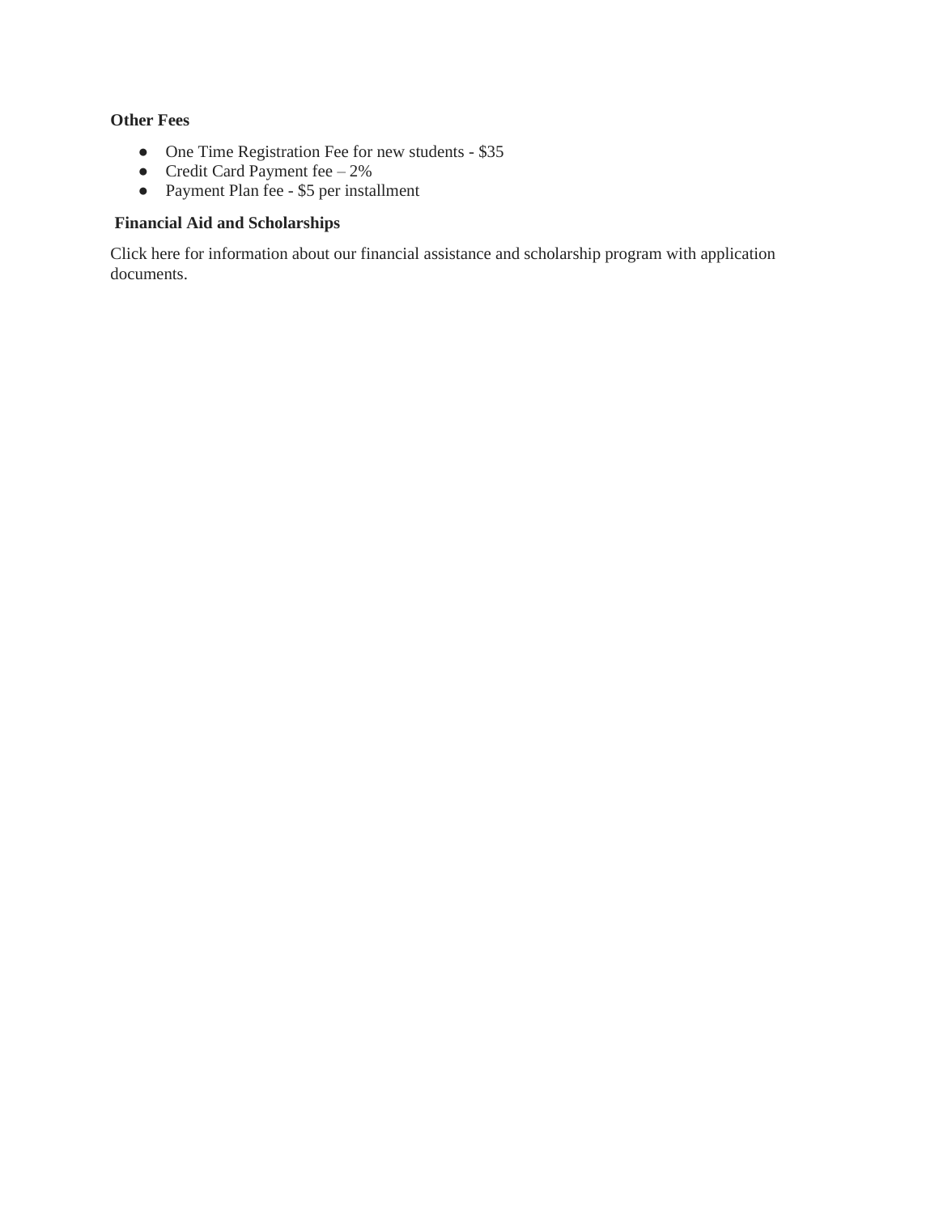**Other Fees**

- One Time Registration Fee for new students - $35
- Credit Card Payment fee – 2%
- Payment Plan fee - $5 per installment

**Financial Aid and Scholarships**

Click here for information about our financial assistance and scholarship program with application documents.